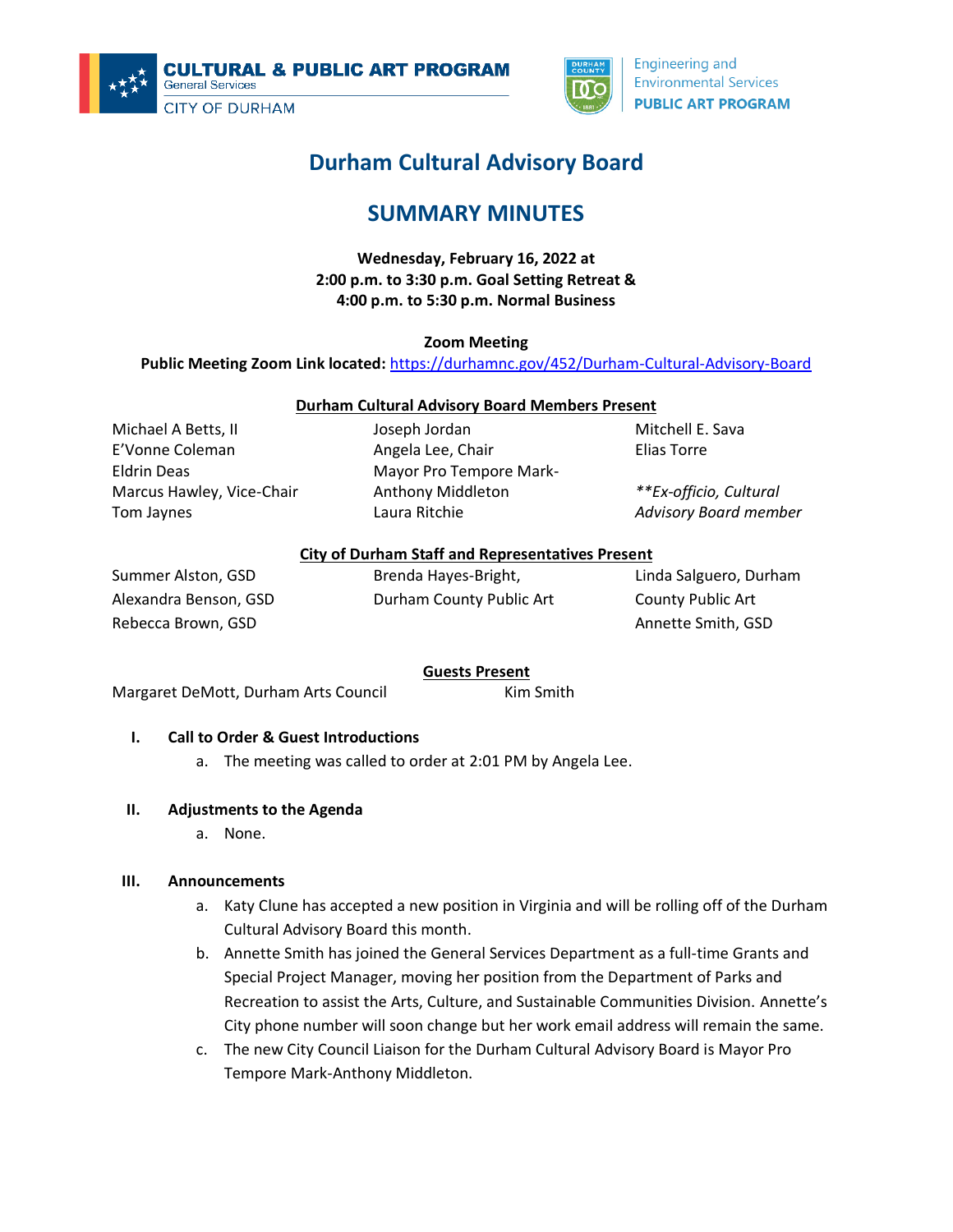CULTURAL & PUBLIC ART PROGRAM
General Services
CITY OF DURHAM

Engineering and Environmental Services
PUBLIC ART PROGRAM

# Durham Cultural Advisory Board

## SUMMARY MINUTES

**Wednesday, February 16, 2022 at**
**2:00 p.m. to 3:30 p.m. Goal Setting Retreat &**
**4:00 p.m. to 5:30 p.m. Normal Business**

**Zoom Meeting**
**Public Meeting Zoom Link located:** https://durhamnc.gov/452/Durham-Cultural-Advisory-Board

**Durham Cultural Advisory Board Members Present**

Michael A Betts, II
E'Vonne Coleman
Eldrin Deas
Marcus Hawley, Vice-Chair
Tom Jaynes
Joseph Jordan
Angela Lee, Chair
Mayor Pro Tempore Mark-Anthony Middleton
Laura Ritchie
Mitchell E. Sava
Elias Torre

*\*\*Ex-officio, Cultural Advisory Board member*

**City of Durham Staff and Representatives Present**

Summer Alston, GSD
Alexandra Benson, GSD
Rebecca Brown, GSD
Brenda Hayes-Bright, Durham County Public Art
Linda Salguero, Durham County Public Art
Annette Smith, GSD

**Guests Present**

Margaret DeMott, Durham Arts Council
Kim Smith

I. **Call to Order & Guest Introductions**
   a. The meeting was called to order at 2:01 PM by Angela Lee.

II. **Adjustments to the Agenda**
   a. None.

III. **Announcements**
   a. Katy Clune has accepted a new position in Virginia and will be rolling off of the Durham Cultural Advisory Board this month.
   b. Annette Smith has joined the General Services Department as a full-time Grants and Special Project Manager, moving her position from the Department of Parks and Recreation to assist the Arts, Culture, and Sustainable Communities Division. Annette's City phone number will soon change but her work email address will remain the same.
   c. The new City Council Liaison for the Durham Cultural Advisory Board is Mayor Pro Tempore Mark-Anthony Middleton.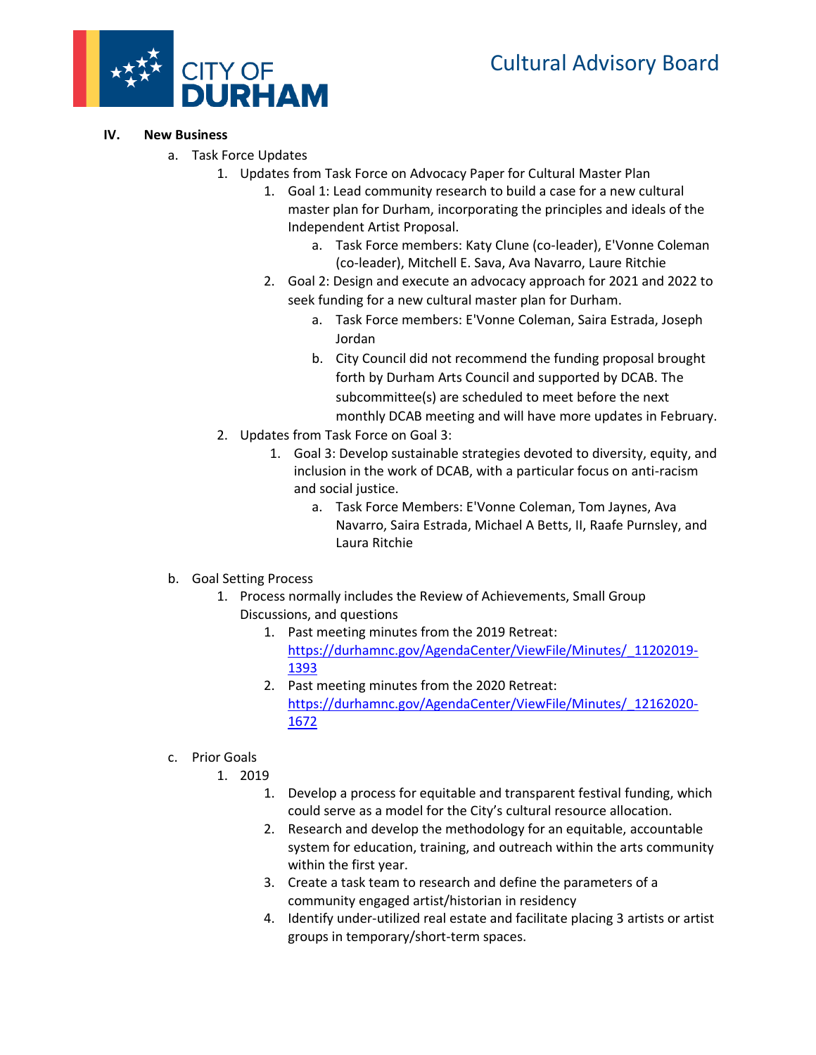**IV. New Business**

- a. Task Force Updates
    1. Updates from Task Force on Advocacy Paper for Cultural Master Plan
        1. Goal 1: Lead community research to build a case for a new cultural master plan for Durham, incorporating the principles and ideals of the Independent Artist Proposal.
            - a. Task Force members: Katy Clune (co-leader), E'Vonne Coleman (co-leader), Mitchell E. Sava, Ava Navarro, Laure Ritchie
        2. Goal 2: Design and execute an advocacy approach for 2021 and 2022 to seek funding for a new cultural master plan for Durham.
            - a. Task Force members: E'Vonne Coleman, Saira Estrada, Joseph Jordan
            - b. City Council did not recommend the funding proposal brought forth by Durham Arts Council and supported by DCAB. The subcommittee(s) are scheduled to meet before the next monthly DCAB meeting and will have more updates in February.
    2. Updates from Task Force on Goal 3:
        1. Goal 3: Develop sustainable strategies devoted to diversity, equity, and inclusion in the work of DCAB, with a particular focus on anti-racism and social justice.
            - a. Task Force Members: E'Vonne Coleman, Tom Jaynes, Ava Navarro, Saira Estrada, Michael A Betts, II, Raafe Purnsley, and Laura Ritchie

- b. Goal Setting Process
    1. Process normally includes the Review of Achievements, Small Group Discussions, and questions
        1. Past meeting minutes from the 2019 Retreat: https://durhamnc.gov/AgendaCenter/ViewFile/Minutes/_11202019-1393
        2. Past meeting minutes from the 2020 Retreat: https://durhamnc.gov/AgendaCenter/ViewFile/Minutes/_12162020-1672

- c. Prior Goals
    1. 2019
        1. Develop a process for equitable and transparent festival funding, which could serve as a model for the City's cultural resource allocation.
        2. Research and develop the methodology for an equitable, accountable system for education, training, and outreach within the arts community within the first year.
        3. Create a task team to research and define the parameters of a community engaged artist/historian in residency
        4. Identify under-utilized real estate and facilitate placing 3 artists or artist groups in temporary/short-term spaces.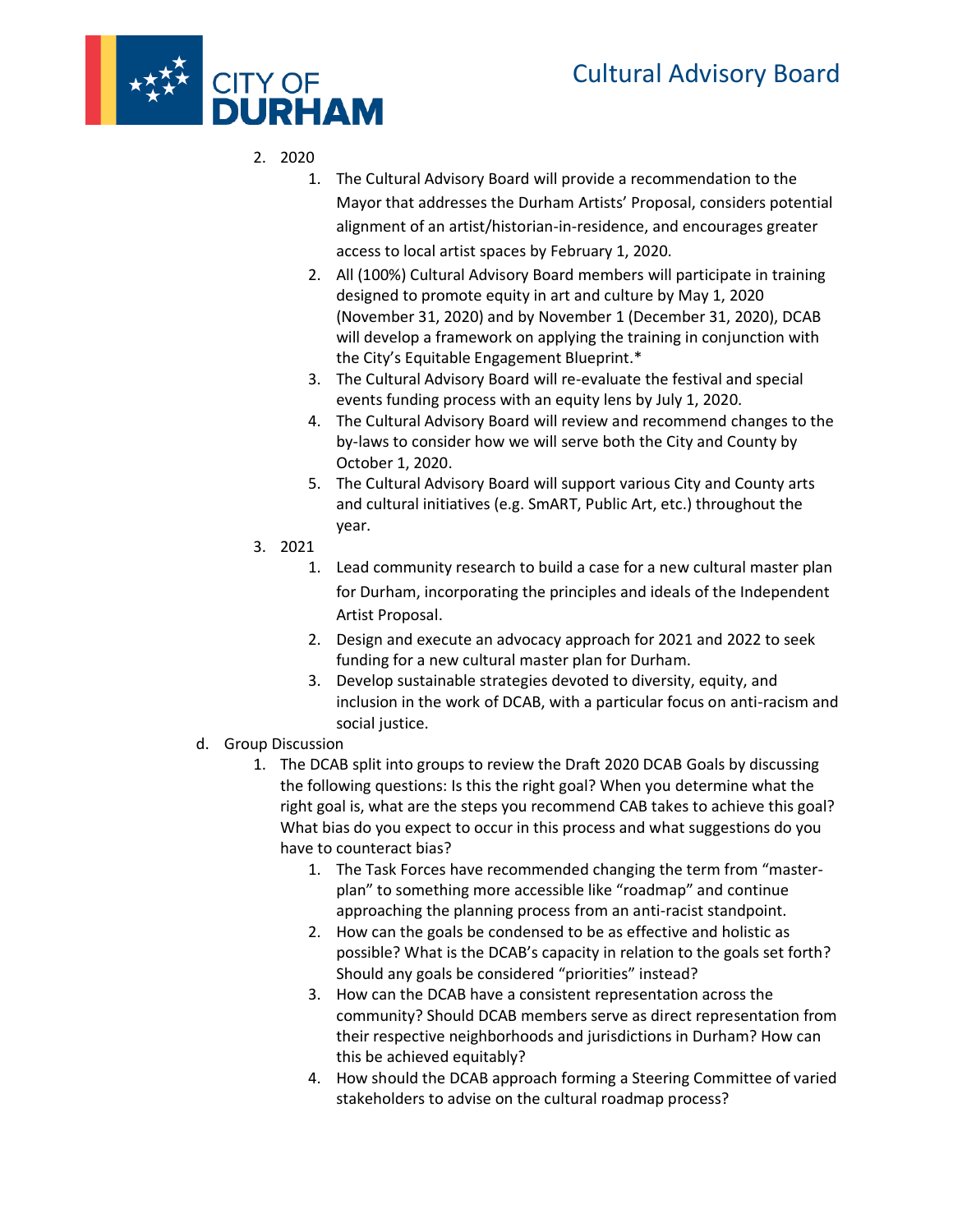2. 2020
    1. The Cultural Advisory Board will provide a recommendation to the Mayor that addresses the Durham Artists' Proposal, considers potential alignment of an artist/historian-in-residence, and encourages greater access to local artist spaces by February 1, 2020.
    2. All (100%) Cultural Advisory Board members will participate in training designed to promote equity in art and culture by May 1, 2020 (November 31, 2020) and by November 1 (December 31, 2020), DCAB will develop a framework on applying the training in conjunction with the City's Equitable Engagement Blueprint.*
    3. The Cultural Advisory Board will re-evaluate the festival and special events funding process with an equity lens by July 1, 2020.
    4. The Cultural Advisory Board will review and recommend changes to the by-laws to consider how we will serve both the City and County by October 1, 2020.
    5. The Cultural Advisory Board will support various City and County arts and cultural initiatives (e.g. SmART, Public Art, etc.) throughout the year.
3. 2021
    1. Lead community research to build a case for a new cultural master plan for Durham, incorporating the principles and ideals of the Independent Artist Proposal.
    2. Design and execute an advocacy approach for 2021 and 2022 to seek funding for a new cultural master plan for Durham.
    3. Develop sustainable strategies devoted to diversity, equity, and inclusion in the work of DCAB, with a particular focus on anti-racism and social justice.

d. Group Discussion
1. The DCAB split into groups to review the Draft 2020 DCAB Goals by discussing the following questions: Is this the right goal? When you determine what the right goal is, what are the steps you recommend CAB takes to achieve this goal? What bias do you expect to occur in this process and what suggestions do you have to counteract bias?
    1. The Task Forces have recommended changing the term from "master-plan" to something more accessible like "roadmap" and continue approaching the planning process from an anti-racist standpoint.
    2. How can the goals be condensed to be as effective and holistic as possible? What is the DCAB's capacity in relation to the goals set forth? Should any goals be considered "priorities" instead?
    3. How can the DCAB have a consistent representation across the community? Should DCAB members serve as direct representation from their respective neighborhoods and jurisdictions in Durham? How can this be achieved equitably?
    4. How should the DCAB approach forming a Steering Committee of varied stakeholders to advise on the cultural roadmap process?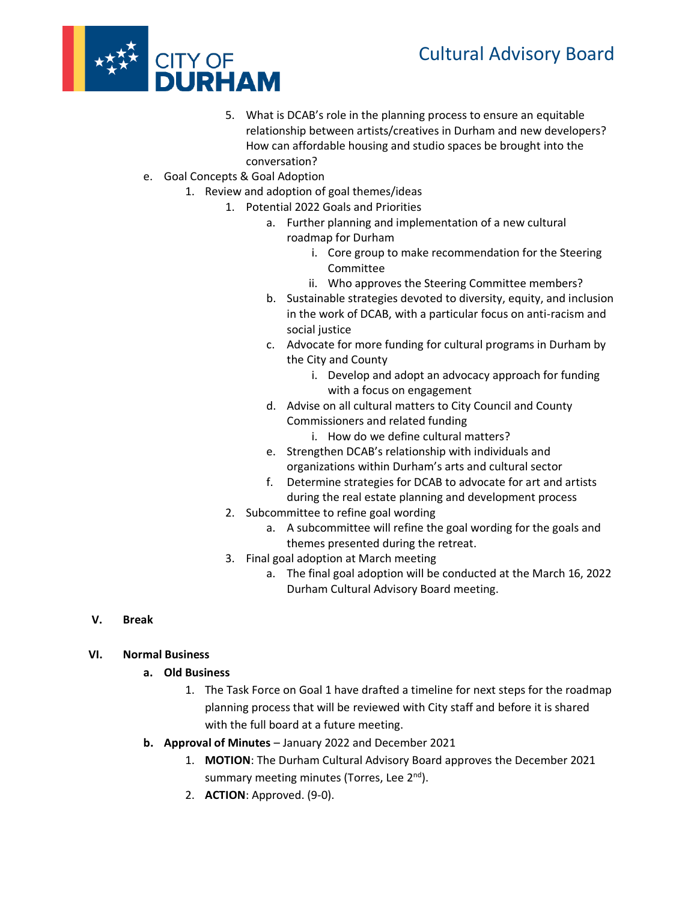5. What is DCAB's role in the planning process to ensure an equitable relationship between artists/creatives in Durham and new developers? How can affordable housing and studio spaces be brought into the conversation?

e. Goal Concepts & Goal Adoption
   1. Review and adoption of goal themes/ideas
      1. Potential 2022 Goals and Priorities
         a. Further planning and implementation of a new cultural roadmap for Durham
            i. Core group to make recommendation for the Steering Committee
            ii. Who approves the Steering Committee members?
         b. Sustainable strategies devoted to diversity, equity, and inclusion in the work of DCAB, with a particular focus on anti-racism and social justice
         c. Advocate for more funding for cultural programs in Durham by the City and County
            i. Develop and adopt an advocacy approach for funding with a focus on engagement
         d. Advise on all cultural matters to City Council and County Commissioners and related funding
            i. How do we define cultural matters?
         e. Strengthen DCAB's relationship with individuals and organizations within Durham's arts and cultural sector
         f. Determine strategies for DCAB to advocate for art and artists during the real estate planning and development process
      2. Subcommittee to refine goal wording
         a. A subcommittee will refine the goal wording for the goals and themes presented during the retreat.
      3. Final goal adoption at March meeting
         a. The final goal adoption will be conducted at the March 16, 2022 Durham Cultural Advisory Board meeting.

**V. Break**

**VI. Normal Business**

**a. Old Business**

1. The Task Force on Goal 1 have drafted a timeline for next steps for the roadmap planning process that will be reviewed with City staff and before it is shared with the full board at a future meeting.

**b. Approval of Minutes** – January 2022 and December 2021

1. **MOTION**: The Durham Cultural Advisory Board approves the December 2021 summary meeting minutes (Torres, Lee 2nd).
2. **ACTION**: Approved. (9-0).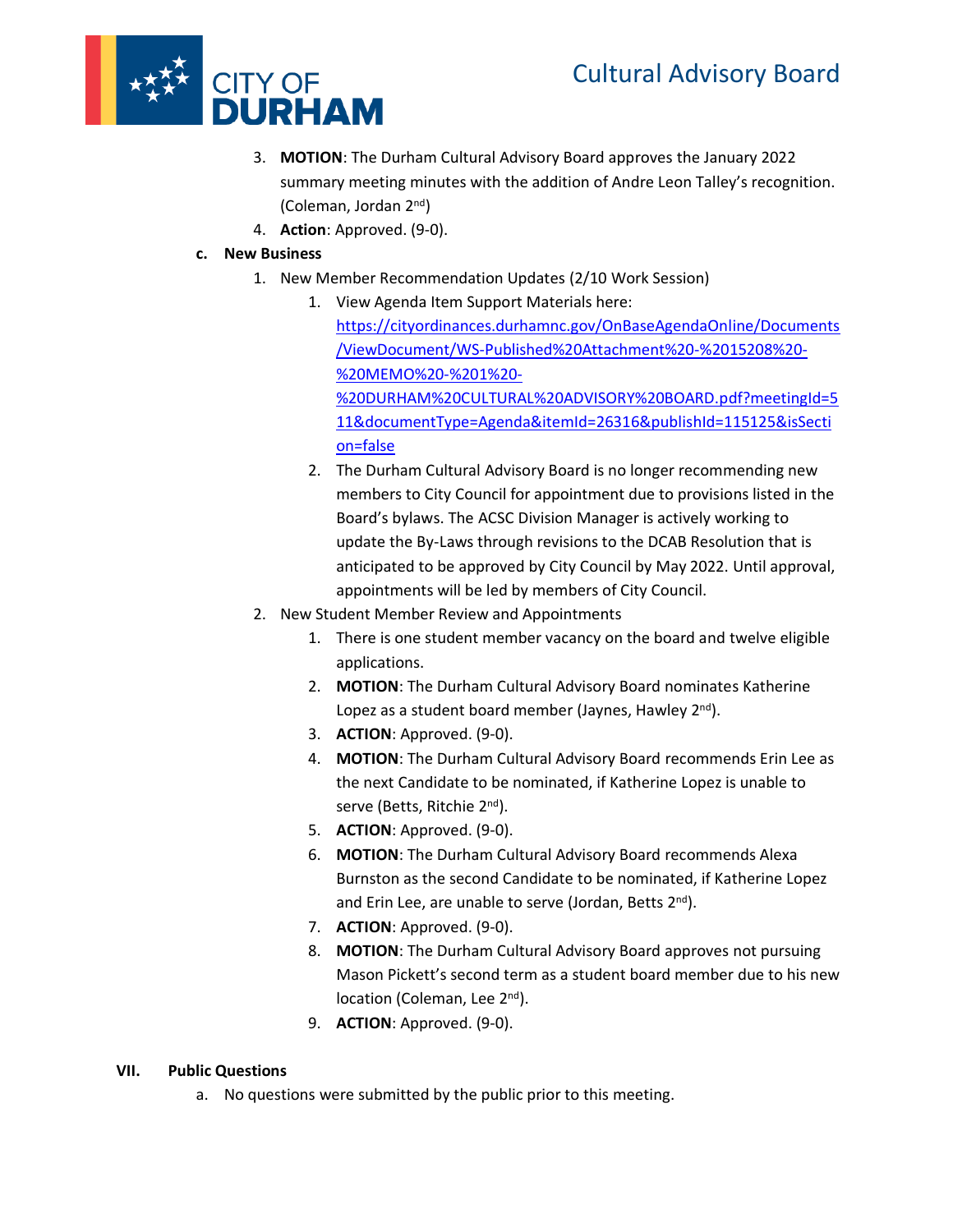3. **MOTION**: The Durham Cultural Advisory Board approves the January 2022 summary meeting minutes with the addition of Andre Leon Talley's recognition. (Coleman, Jordan 2nd)
4. **Action**: Approved. (9-0).

**c. New Business**

1. New Member Recommendation Updates (2/10 Work Session)
    1. View Agenda Item Support Materials here: https://cityordinances.durhamnc.gov/OnBaseAgendaOnline/Documents/ViewDocument/WS-Published%20Attachment%20-%2015208%20-%20MEMO%20-%201%20-%20DURHAM%20CULTURAL%20ADVISORY%20BOARD.pdf?meetingId=511&documentType=Agenda&itemId=26316&publishId=115125&isSection=false
    2. The Durham Cultural Advisory Board is no longer recommending new members to City Council for appointment due to provisions listed in the Board's bylaws. The ACSC Division Manager is actively working to update the By-Laws through revisions to the DCAB Resolution that is anticipated to be approved by City Council by May 2022. Until approval, appointments will be led by members of City Council.
2. New Student Member Review and Appointments
    1. There is one student member vacancy on the board and twelve eligible applications.
    2. **MOTION**: The Durham Cultural Advisory Board nominates Katherine Lopez as a student board member (Jaynes, Hawley 2nd).
    3. **ACTION**: Approved. (9-0).
    4. **MOTION**: The Durham Cultural Advisory Board recommends Erin Lee as the next Candidate to be nominated, if Katherine Lopez is unable to serve (Betts, Ritchie 2nd).
    5. **ACTION**: Approved. (9-0).
    6. **MOTION**: The Durham Cultural Advisory Board recommends Alexa Burnston as the second Candidate to be nominated, if Katherine Lopez and Erin Lee, are unable to serve (Jordan, Betts 2nd).
    7. **ACTION**: Approved. (9-0).
    8. **MOTION**: The Durham Cultural Advisory Board approves not pursuing Mason Pickett's second term as a student board member due to his new location (Coleman, Lee 2nd).
    9. **ACTION**: Approved. (9-0).

## VII. Public Questions

a. No questions were submitted by the public prior to this meeting.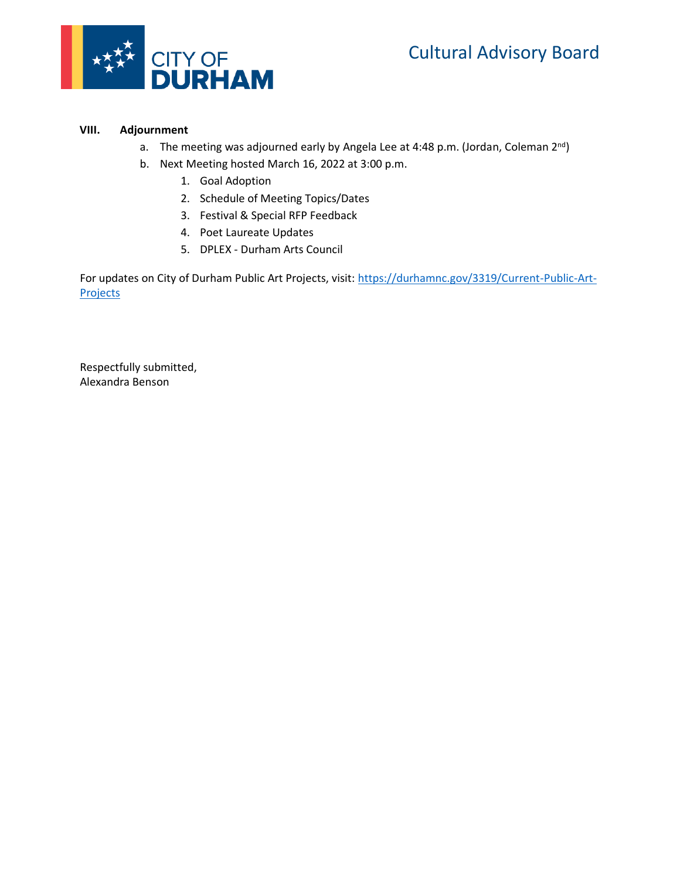**VIII. Adjournment**

a. The meeting was adjourned early by Angela Lee at 4:48 p.m. (Jordan, Coleman 2nd)
b. Next Meeting hosted March 16, 2022 at 3:00 p.m.
    1. Goal Adoption
    2. Schedule of Meeting Topics/Dates
    3. Festival & Special RFP Feedback
    4. Poet Laureate Updates
    5. DPLEX - Durham Arts Council

For updates on City of Durham Public Art Projects, visit: [https://durhamnc.gov/3319/Current-Public-Art-Projects](https://durhamnc.gov/3319/Current-Public-Art-Projects)

Respectfully submitted,
Alexandra Benson